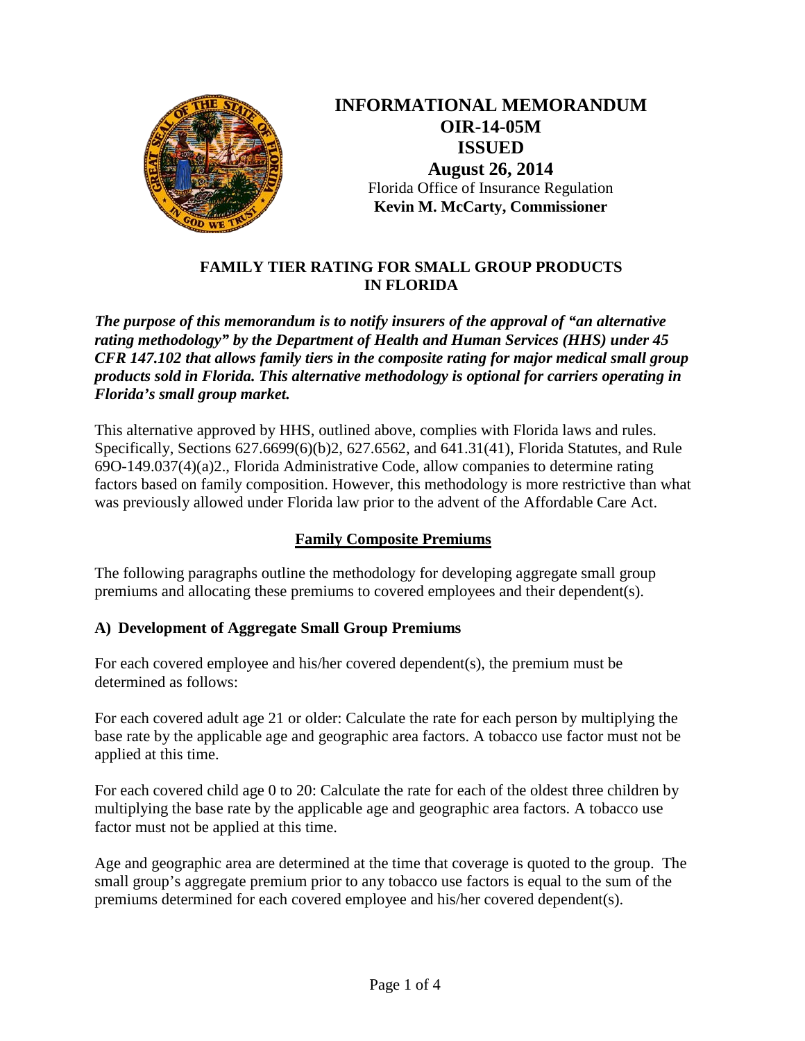# INFORMATIONAL MEMORANDUM
# OIR-14-05M
# ISSUED
## August 26, 2014

Florida Office of Insurance Regulation
**Kevin M. McCarty, Commissioner**

## FAMILY TIER RATING FOR SMALL GROUP PRODUCTS IN FLORIDA

***The purpose of this memorandum is to notify insurers of the approval of "an alternative rating methodology" by the Department of Health and Human Services (HHS) under 45 CFR 147.102 that allows family tiers in the composite rating for major medical small group products sold in Florida. This alternative methodology is optional for carriers operating in Florida's small group market.***

This alternative approved by HHS, outlined above, complies with Florida laws and rules. Specifically, Sections 627.6699(6)(b)2, 627.6562, and 641.31(41), Florida Statutes, and Rule 69O-149.037(4)(a)2., Florida Administrative Code, allow companies to determine rating factors based on family composition. However, this methodology is more restrictive than what was previously allowed under Florida law prior to the advent of the Affordable Care Act.

## Family Composite Premiums

The following paragraphs outline the methodology for developing aggregate small group premiums and allocating these premiums to covered employees and their dependent(s).

### A) Development of Aggregate Small Group Premiums

For each covered employee and his/her covered dependent(s), the premium must be determined as follows:

For each covered adult age 21 or older: Calculate the rate for each person by multiplying the base rate by the applicable age and geographic area factors. A tobacco use factor must not be applied at this time.

For each covered child age 0 to 20: Calculate the rate for each of the oldest three children by multiplying the base rate by the applicable age and geographic area factors. A tobacco use factor must not be applied at this time.

Age and geographic area are determined at the time that coverage is quoted to the group. The small group's aggregate premium prior to any tobacco use factors is equal to the sum of the premiums determined for each covered employee and his/her covered dependent(s).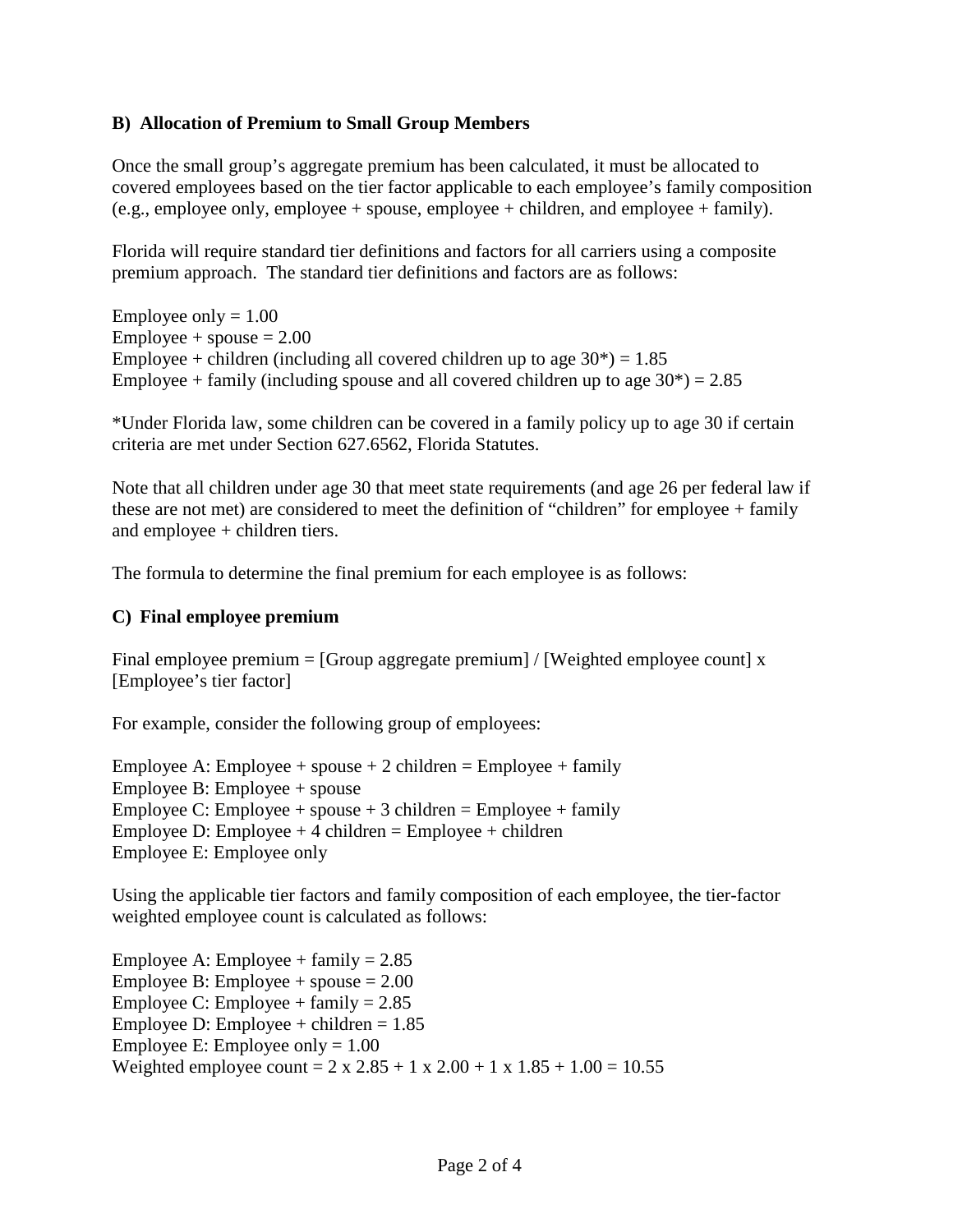### B) Allocation of Premium to Small Group Members

Once the small group's aggregate premium has been calculated, it must be allocated to covered employees based on the tier factor applicable to each employee's family composition (e.g., employee only, employee + spouse, employee + children, and employee + family).

Florida will require standard tier definitions and factors for all carriers using a composite premium approach. The standard tier definitions and factors are as follows:

Employee only = 1.00  
Employee + spouse = 2.00  
Employee + children (including all covered children up to age 30*) = 1.85  
Employee + family (including spouse and all covered children up to age 30*) = 2.85

*Under Florida law, some children can be covered in a family policy up to age 30 if certain criteria are met under Section 627.6562, Florida Statutes.

Note that all children under age 30 that meet state requirements (and age 26 per federal law if these are not met) are considered to meet the definition of "children" for employee + family and employee + children tiers.

The formula to determine the final premium for each employee is as follows:

### C) Final employee premium

Final employee premium = [Group aggregate premium] / [Weighted employee count] x [Employee's tier factor]

For example, consider the following group of employees:

Employee A: Employee + spouse + 2 children = Employee + family  
Employee B: Employee + spouse  
Employee C: Employee + spouse + 3 children = Employee + family  
Employee D: Employee + 4 children = Employee + children  
Employee E: Employee only

Using the applicable tier factors and family composition of each employee, the tier-factor weighted employee count is calculated as follows:

Employee A: Employee + family = 2.85  
Employee B: Employee + spouse = 2.00  
Employee C: Employee + family = 2.85  
Employee D: Employee + children = 1.85  
Employee E: Employee only = 1.00  
Weighted employee count = 2 x 2.85 + 1 x 2.00 + 1 x 1.85 + 1.00 = 10.55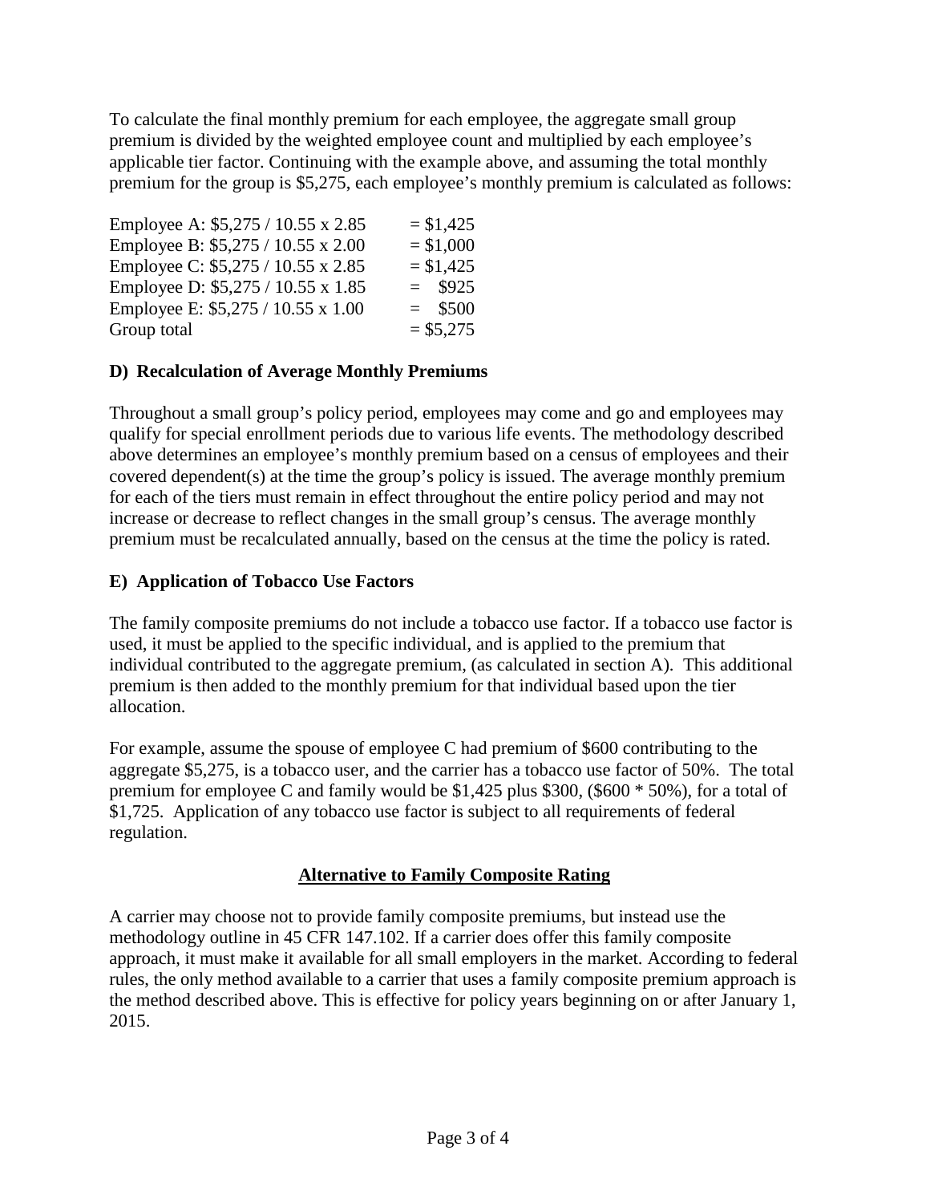To calculate the final monthly premium for each employee, the aggregate small group premium is divided by the weighted employee count and multiplied by each employee's applicable tier factor. Continuing with the example above, and assuming the total monthly premium for the group is $5,275, each employee's monthly premium is calculated as follows:

| | |
|---|---|
| Employee A: $5,275 / 10.55 x 2.85 | = $1,425 |
| Employee B: $5,275 / 10.55 x 2.00 | = $1,000 |
| Employee C: $5,275 / 10.55 x 2.85 | = $1,425 |
| Employee D: $5,275 / 10.55 x 1.85 | = $925 |
| Employee E: $5,275 / 10.55 x 1.00 | = $500 |
| Group total | = $5,275 |

### D) Recalculation of Average Monthly Premiums

Throughout a small group's policy period, employees may come and go and employees may qualify for special enrollment periods due to various life events. The methodology described above determines an employee's monthly premium based on a census of employees and their covered dependent(s) at the time the group's policy is issued. The average monthly premium for each of the tiers must remain in effect throughout the entire policy period and may not increase or decrease to reflect changes in the small group's census. The average monthly premium must be recalculated annually, based on the census at the time the policy is rated.

### E) Application of Tobacco Use Factors

The family composite premiums do not include a tobacco use factor. If a tobacco use factor is used, it must be applied to the specific individual, and is applied to the premium that individual contributed to the aggregate premium, (as calculated in section A). This additional premium is then added to the monthly premium for that individual based upon the tier allocation.

For example, assume the spouse of employee C had premium of $600 contributing to the aggregate $5,275, is a tobacco user, and the carrier has a tobacco use factor of 50%. The total premium for employee C and family would be $1,425 plus $300, ($600 * 50%), for a total of $1,725. Application of any tobacco use factor is subject to all requirements of federal regulation.

## Alternative to Family Composite Rating

A carrier may choose not to provide family composite premiums, but instead use the methodology outline in 45 CFR 147.102. If a carrier does offer this family composite approach, it must make it available for all small employers in the market. According to federal rules, the only method available to a carrier that uses a family composite premium approach is the method described above. This is effective for policy years beginning on or after January 1, 2015.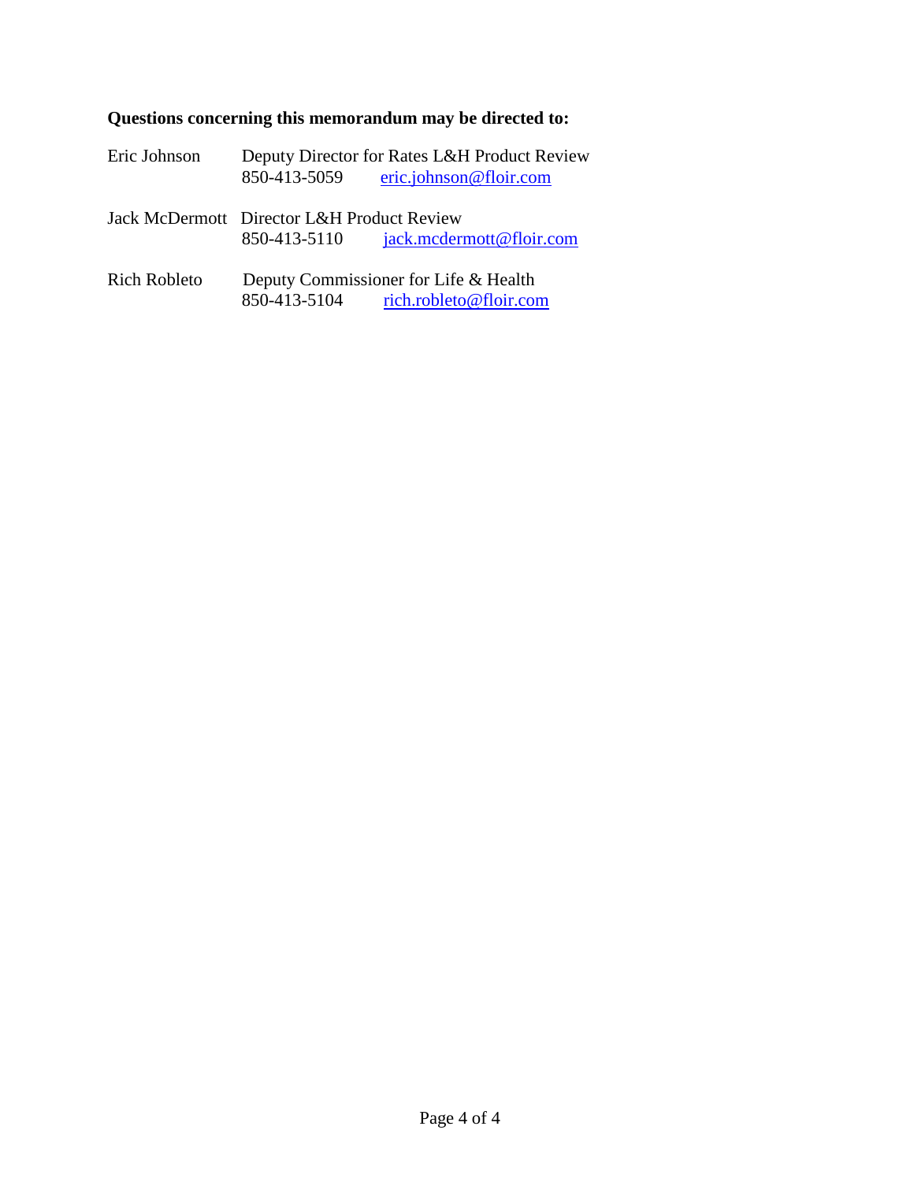**Questions concerning this memorandum may be directed to:**

Eric Johnson — Deputy Director for Rates L&H Product Review
850-413-5059 eric.johnson@floir.com

Jack McDermott — Director L&H Product Review
850-413-5110 jack.mcdermott@floir.com

Rich Robleto — Deputy Commissioner for Life & Health
850-413-5104 rich.robleto@floir.com